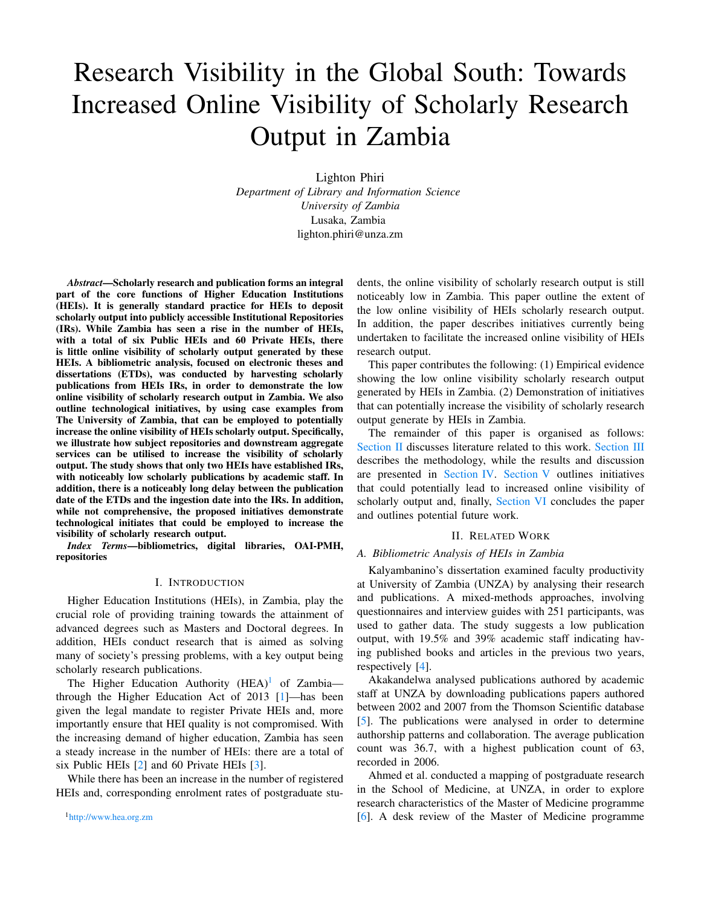# Research Visibility in the Global South: Towards Increased Online Visibility of Scholarly Research Output in Zambia

Lighton Phiri
*Department of Library and Information Science*
*University of Zambia*
Lusaka, Zambia
lighton.phiri@unza.zm

***Abstract*—Scholarly research and publication forms an integral part of the core functions of Higher Education Institutions (HEIs). It is generally standard practice for HEIs to deposit scholarly output into publicly accessible Institutional Repositories (IRs). While Zambia has seen a rise in the number of HEIs, with a total of six Public HEIs and 60 Private HEIs, there is little online visibility of scholarly output generated by these HEIs. A bibliometric analysis, focused on electronic theses and dissertations (ETDs), was conducted by harvesting scholarly publications from HEIs IRs, in order to demonstrate the low online visibility of scholarly research output in Zambia. We also outline technological initiatives, by using case examples from The University of Zambia, that can be employed to potentially increase the online visibility of HEIs scholarly output. Specifically, we illustrate how subject repositories and downstream aggregate services can be utilised to increase the visibility of scholarly output. The study shows that only two HEIs have established IRs, with noticeably low scholarly publications by academic staff. In addition, there is a noticeably long delay between the publication date of the ETDs and the ingestion date into the IRs. In addition, while not comprehensive, the proposed initiatives demonstrate technological initiates that could be employed to increase the visibility of scholarly research output.**

***Index Terms*—bibliometrics, digital libraries, OAI-PMH, repositories**

## I. Introduction

Higher Education Institutions (HEIs), in Zambia, play the crucial role of providing training towards the attainment of advanced degrees such as Masters and Doctoral degrees. In addition, HEIs conduct research that is aimed as solving many of society's pressing problems, with a key output being scholarly research publications.

The Higher Education Authority (HEA)[1] of Zambia—through the Higher Education Act of 2013 [1]—has been given the legal mandate to register Private HEIs and, more importantly ensure that HEI quality is not compromised. With the increasing demand of higher education, Zambia has seen a steady increase in the number of HEIs: there are a total of six Public HEIs [2] and 60 Private HEIs [3].

While there has been an increase in the number of registered HEIs and, corresponding enrolment rates of postgraduate students, the online visibility of scholarly research output is still noticeably low in Zambia. This paper outline the extent of the low online visibility of HEIs scholarly research output. In addition, the paper describes initiatives currently being undertaken to facilitate the increased online visibility of HEIs research output.

This paper contributes the following: (1) Empirical evidence showing the low online visibility scholarly research output generated by HEIs in Zambia. (2) Demonstration of initiatives that can potentially increase the visibility of scholarly research output generate by HEIs in Zambia.

The remainder of this paper is organised as follows: Section II discusses literature related to this work. Section III describes the methodology, while the results and discussion are presented in Section IV. Section V outlines initiatives that could potentially lead to increased online visibility of scholarly output and, finally, Section VI concludes the paper and outlines potential future work.

## II. Related Work

### A. Bibliometric Analysis of HEIs in Zambia

Kalyambanino's dissertation examined faculty productivity at University of Zambia (UNZA) by analysing their research and publications. A mixed-methods approaches, involving questionnaires and interview guides with 251 participants, was used to gather data. The study suggests a low publication output, with 19.5% and 39% academic staff indicating having published books and articles in the previous two years, respectively [4].

Akakandelwa analysed publications authored by academic staff at UNZA by downloading publications papers authored between 2002 and 2007 from the Thomson Scientific database [5]. The publications were analysed in order to determine authorship patterns and collaboration. The average publication count was 36.7, with a highest publication count of 63, recorded in 2006.

Ahmed et al. conducted a mapping of postgraduate research in the School of Medicine, at UNZA, in order to explore research characteristics of the Master of Medicine programme [6]. A desk review of the Master of Medicine programme

[1] http://www.hea.org.zm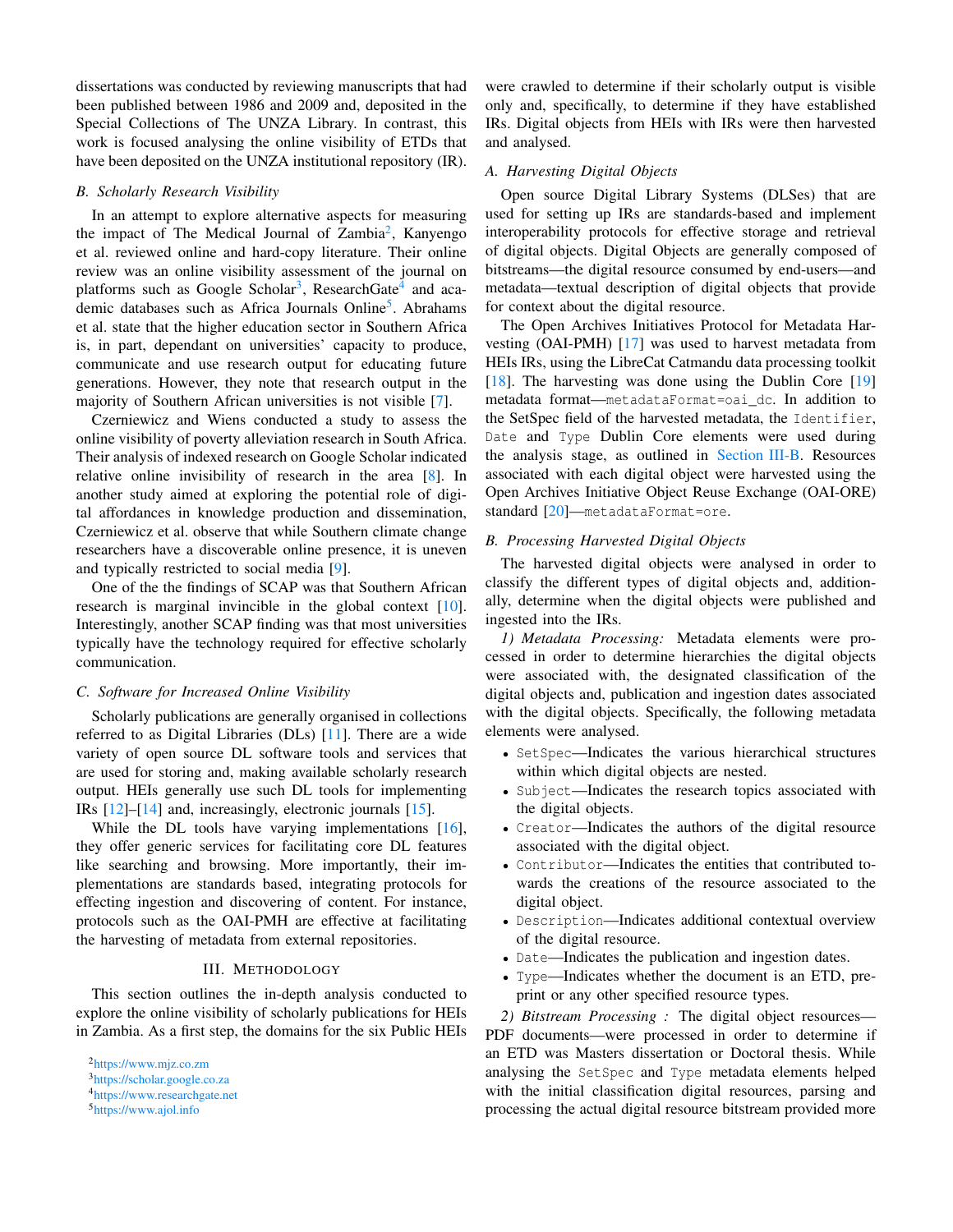dissertations was conducted by reviewing manuscripts that had been published between 1986 and 2009 and, deposited in the Special Collections of The UNZA Library. In contrast, this work is focused analysing the online visibility of ETDs that have been deposited on the UNZA institutional repository (IR).

### B. Scholarly Research Visibility

In an attempt to explore alternative aspects for measuring the impact of The Medical Journal of Zambia[2], Kanyengo et al. reviewed online and hard-copy literature. Their online review was an online visibility assessment of the journal on platforms such as Google Scholar[3], ResearchGate[4] and academic databases such as Africa Journals Online[5]. Abrahams et al. state that the higher education sector in Southern Africa is, in part, dependant on universities' capacity to produce, communicate and use research output for educating future generations. However, they note that research output in the majority of Southern African universities is not visible [7].

Czerniewicz and Wiens conducted a study to assess the online visibility of poverty alleviation research in South Africa. Their analysis of indexed research on Google Scholar indicated relative online invisibility of research in the area [8]. In another study aimed at exploring the potential role of digital affordances in knowledge production and dissemination, Czerniewicz et al. observe that while Southern climate change researchers have a discoverable online presence, it is uneven and typically restricted to social media [9].

One of the the findings of SCAP was that Southern African research is marginal invincible in the global context [10]. Interestingly, another SCAP finding was that most universities typically have the technology required for effective scholarly communication.

### C. Software for Increased Online Visibility

Scholarly publications are generally organised in collections referred to as Digital Libraries (DLs) [11]. There are a wide variety of open source DL software tools and services that are used for storing and, making available scholarly research output. HEIs generally use such DL tools for implementing IRs [12]–[14] and, increasingly, electronic journals [15].

While the DL tools have varying implementations [16], they offer generic services for facilitating core DL features like searching and browsing. More importantly, their implementations are standards based, integrating protocols for effecting ingestion and discovering of content. For instance, protocols such as the OAI-PMH are effective at facilitating the harvesting of metadata from external repositories.

## III. Methodology

This section outlines the in-depth analysis conducted to explore the online visibility of scholarly publications for HEIs in Zambia. As a first step, the domains for the six Public HEIs were crawled to determine if their scholarly output is visible only and, specifically, to determine if they have established IRs. Digital objects from HEIs with IRs were then harvested and analysed.

### A. Harvesting Digital Objects

Open source Digital Library Systems (DLSes) that are used for setting up IRs are standards-based and implement interoperability protocols for effective storage and retrieval of digital objects. Digital Objects are generally composed of bitstreams—the digital resource consumed by end-users—and metadata—textual description of digital objects that provide for context about the digital resource.

The Open Archives Initiatives Protocol for Metadata Harvesting (OAI-PMH) [17] was used to harvest metadata from HEIs IRs, using the LibreCat Catmandu data processing toolkit [18]. The harvesting was done using the Dublin Core [19] metadata format—`metadataFormat=oai_dc`. In addition to the SetSpec field of the harvested metadata, the `Identifier`, `Date` and `Type` Dublin Core elements were used during the analysis stage, as outlined in Section III-B. Resources associated with each digital object were harvested using the Open Archives Initiative Object Reuse Exchange (OAI-ORE) standard [20]—`metadataFormat=ore`.

### B. Processing Harvested Digital Objects

The harvested digital objects were analysed in order to classify the different types of digital objects and, additionally, determine when the digital objects were published and ingested into the IRs.

*1) Metadata Processing:* Metadata elements were processed in order to determine hierarchies the digital objects were associated with, the designated classification of the digital objects and, publication and ingestion dates associated with the digital objects. Specifically, the following metadata elements were analysed.

- `SetSpec`—Indicates the various hierarchical structures within which digital objects are nested.
- `Subject`—Indicates the research topics associated with the digital objects.
- `Creator`—Indicates the authors of the digital resource associated with the digital object.
- `Contributor`—Indicates the entities that contributed towards the creations of the resource associated to the digital object.
- `Description`—Indicates additional contextual overview of the digital resource.
- `Date`—Indicates the publication and ingestion dates.
- `Type`—Indicates whether the document is an ETD, preprint or any other specified resource types.

*2) Bitstream Processing :* The digital object resources—PDF documents—were processed in order to determine if an ETD was Masters dissertation or Doctoral thesis. While analysing the `SetSpec` and `Type` metadata elements helped with the initial classification digital resources, parsing and processing the actual digital resource bitstream provided more

[2] https://www.mjz.co.zm
[3] https://scholar.google.co.za
[4] https://www.researchgate.net
[5] https://www.ajol.info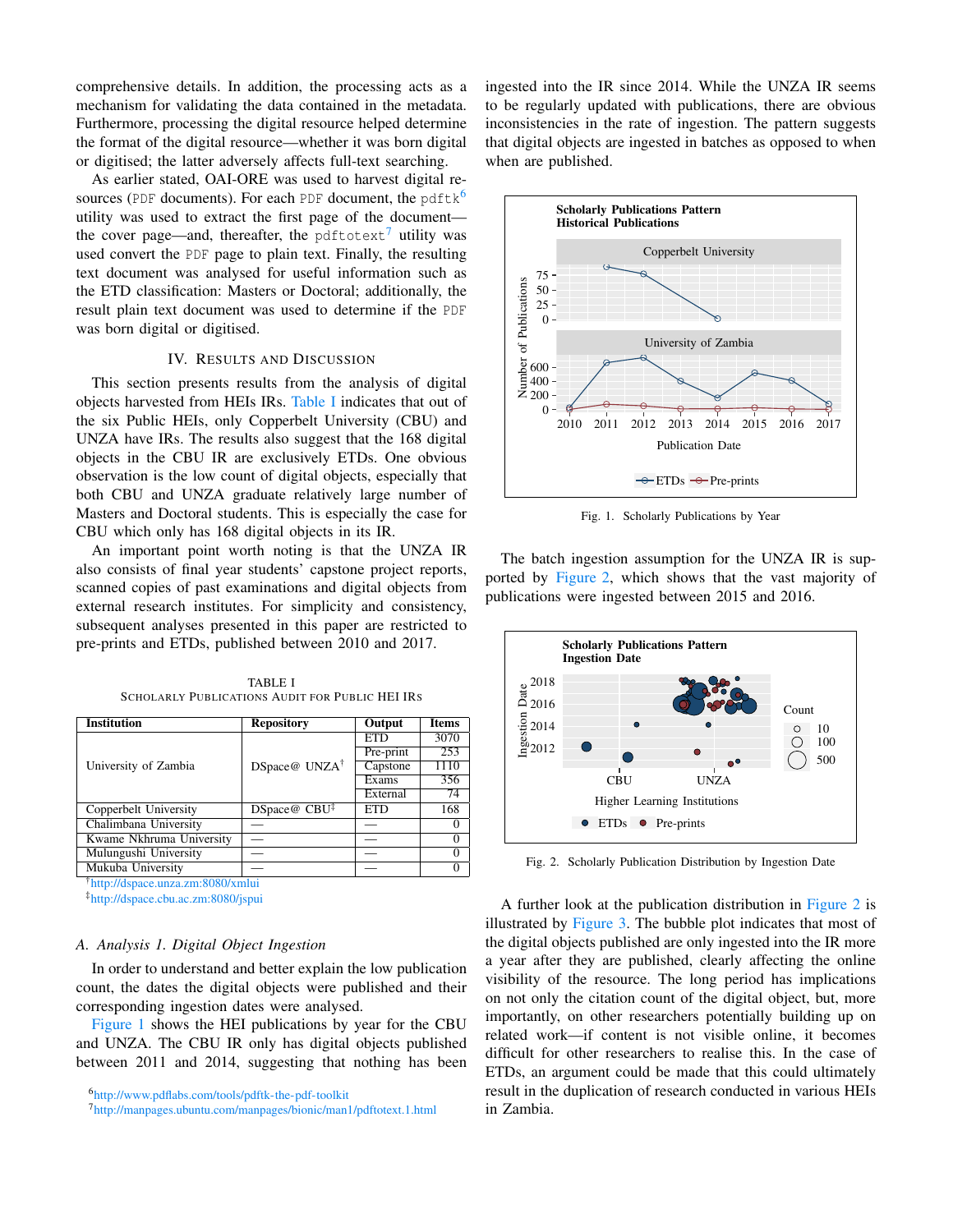comprehensive details. In addition, the processing acts as a mechanism for validating the data contained in the metadata. Furthermore, processing the digital resource helped determine the format of the digital resource—whether it was born digital or digitised; the latter adversely affects full-text searching.

As earlier stated, OAI-ORE was used to harvest digital resources (`PDF` documents). For each `PDF` document, the `pdftk`[6] utility was used to extract the first page of the document—the cover page—and, thereafter, the `pdftotext`[7] utility was used convert the `PDF` page to plain text. Finally, the resulting text document was analysed for useful information such as the ETD classification: Masters or Doctoral; additionally, the result plain text document was used to determine if the `PDF` was born digital or digitised.

## IV. Results and Discussion

This section presents results from the analysis of digital objects harvested from HEIs IRs. Table I indicates that out of the six Public HEIs, only Copperbelt University (CBU) and UNZA have IRs. The results also suggest that the 168 digital objects in the CBU IR are exclusively ETDs. One obvious observation is the low count of digital objects, especially that both CBU and UNZA graduate relatively large number of Masters and Doctoral students. This is especially the case for CBU which only has 168 digital objects in its IR.

An important point worth noting is that the UNZA IR also consists of final year students' capstone project reports, scanned copies of past examinations and digital objects from external research institutes. For simplicity and consistency, subsequent analyses presented in this paper are restricted to pre-prints and ETDs, published between 2010 and 2017.

TABLE I
Scholarly Publications Audit for Public HEI IRs

| Institution | Repository | Output | Items |
|---|---|---|---|
| University of Zambia | DSpace@ UNZA[†] | ETD | 3070 |
| | | Pre-print | 253 |
| | | Capstone | 1110 |
| | | Exams | 356 |
| | | External | 74 |
| Copperbelt University | DSpace@ CBU[‡] | ETD | 168 |
| Chalimbana University | — | — | 0 |
| Kwame Nkhruma University | — | — | 0 |
| Mulungushi University | — | — | 0 |
| Mukuba University | — | — | 0 |

[†]http://dspace.unza.zm:8080/xmlui
[‡]http://dspace.cbu.ac.zm:8080/jspui

### A. Analysis 1. Digital Object Ingestion

In order to understand and better explain the low publication count, the dates the digital objects were published and their corresponding ingestion dates were analysed.

Figure 1 shows the HEI publications by year for the CBU and UNZA. The CBU IR only has digital objects published between 2011 and 2014, suggesting that nothing has been ingested into the IR since 2014. While the UNZA IR seems to be regularly updated with publications, there are obvious inconsistencies in the rate of ingestion. The pattern suggests that digital objects are ingested in batches as opposed to when when are published.

Fig. 1. Scholarly Publications by Year

The batch ingestion assumption for the UNZA IR is supported by Figure 2, which shows that the vast majority of publications were ingested between 2015 and 2016.

Fig. 2. Scholarly Publication Distribution by Ingestion Date

A further look at the publication distribution in Figure 2 is illustrated by Figure 3. The bubble plot indicates that most of the digital objects published are only ingested into the IR more a year after they are published, clearly affecting the online visibility of the resource. The long period has implications on not only the citation count of the digital object, but, more importantly, on other researchers potentially building up on related work—if content is not visible online, it becomes difficult for other researchers to realise this. In the case of ETDs, an argument could be made that this could ultimately result in the duplication of research conducted in various HEIs in Zambia.

[6]http://www.pdflabs.com/tools/pdftk-the-pdf-toolkit
[7]http://manpages.ubuntu.com/manpages/bionic/man1/pdftotext.1.html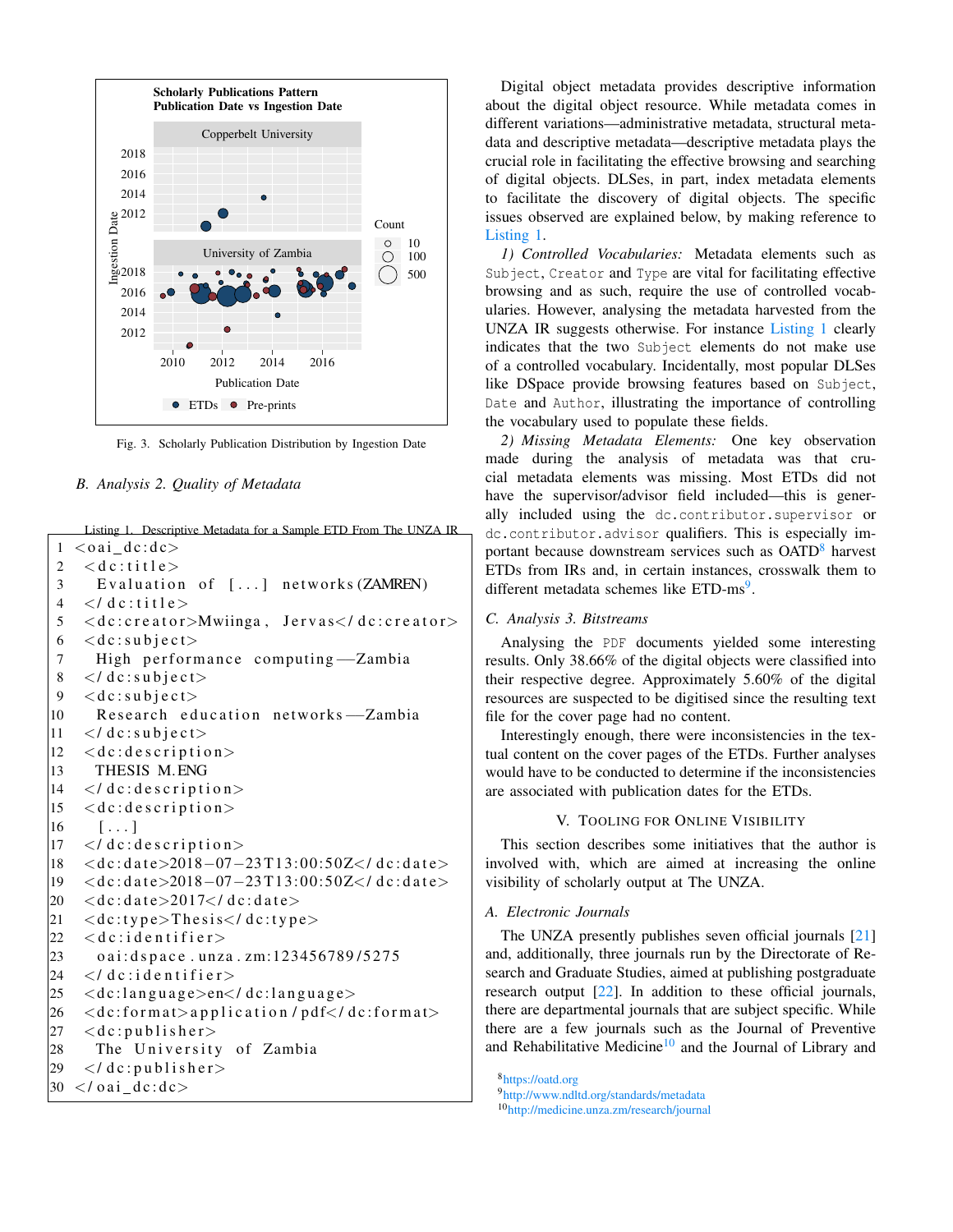Fig. 3. Scholarly Publication Distribution by Ingestion Date

### B. Analysis 2. Quality of Metadata

Listing 1. Descriptive Metadata for a Sample ETD From The UNZA IR

```
<oai_dc:dc>
  <dc:title>
    Evaluation of [...] networks (ZAMREN)
  </dc:title>
  <dc:creator>Mwiinga, Jervas</dc:creator>
  <dc:subject>
    High performance computing--Zambia
  </dc:subject>
  <dc:subject>
    Research education networks--Zambia
  </dc:subject>
  <dc:description>
    THESIS M.ENG
  </dc:description>
  <dc:description>
    [...]
  </dc:description>
  <dc:date>2018-07-23T13:00:50Z</dc:date>
  <dc:date>2018-07-23T13:00:50Z</dc:date>
  <dc:date>2017</dc:date>
  <dc:type>Thesis</dc:type>
  <dc:identifier>
    oai:dspace.unza.zm:123456789/5275
  </dc:identifier>
  <dc:language>en</dc:language>
  <dc:format>application/pdf</dc:format>
  <dc:publisher>
    The University of Zambia
  </dc:publisher>
</oai_dc:dc>
```

Digital object metadata provides descriptive information about the digital object resource. While metadata comes in different variations—administrative metadata, structural metadata and descriptive metadata—descriptive metadata plays the crucial role in facilitating the effective browsing and searching of digital objects. DLSes, in part, index metadata elements to facilitate the discovery of digital objects. The specific issues observed are explained below, by making reference to Listing 1.

*1) Controlled Vocabularies:* Metadata elements such as `Subject`, `Creator` and `Type` are vital for facilitating effective browsing and as such, require the use of controlled vocabularies. However, analysing the metadata harvested from the UNZA IR suggests otherwise. For instance Listing 1 clearly indicates that the two `Subject` elements do not make use of a controlled vocabulary. Incidentally, most popular DLSes like DSpace provide browsing features based on `Subject`, `Date` and `Author`, illustrating the importance of controlling the vocabulary used to populate these fields.

*2) Missing Metadata Elements:* One key observation made during the analysis of metadata was that crucial metadata elements was missing. Most ETDs did not have the supervisor/advisor field included—this is generally included using the `dc.contributor.supervisor` or `dc.contributor.advisor` qualifiers. This is especially important because downstream services such as OATD[8] harvest ETDs from IRs and, in certain instances, crosswalk them to different metadata schemes like ETD-ms[9].

### C. Analysis 3. Bitstreams

Analysing the `PDF` documents yielded some interesting results. Only 38.66% of the digital objects were classified into their respective degree. Approximately 5.60% of the digital resources are suspected to be digitised since the resulting text file for the cover page had no content.

Interestingly enough, there were inconsistencies in the textual content on the cover pages of the ETDs. Further analyses would have to be conducted to determine if the inconsistencies are associated with publication dates for the ETDs.

## V. Tooling for Online Visibility

This section describes some initiatives that the author is involved with, which are aimed at increasing the online visibility of scholarly output at The UNZA.

### A. Electronic Journals

The UNZA presently publishes seven official journals [21] and, additionally, three journals run by the Directorate of Research and Graduate Studies, aimed at publishing postgraduate research output [22]. In addition to these official journals, there are departmental journals that are subject specific. While there are a few journals such as the Journal of Preventive and Rehabilitative Medicine[10] and the Journal of Library and

[8] https://oatd.org

[9] http://www.ndltd.org/standards/metadata

[10] http://medicine.unza.zm/research/journal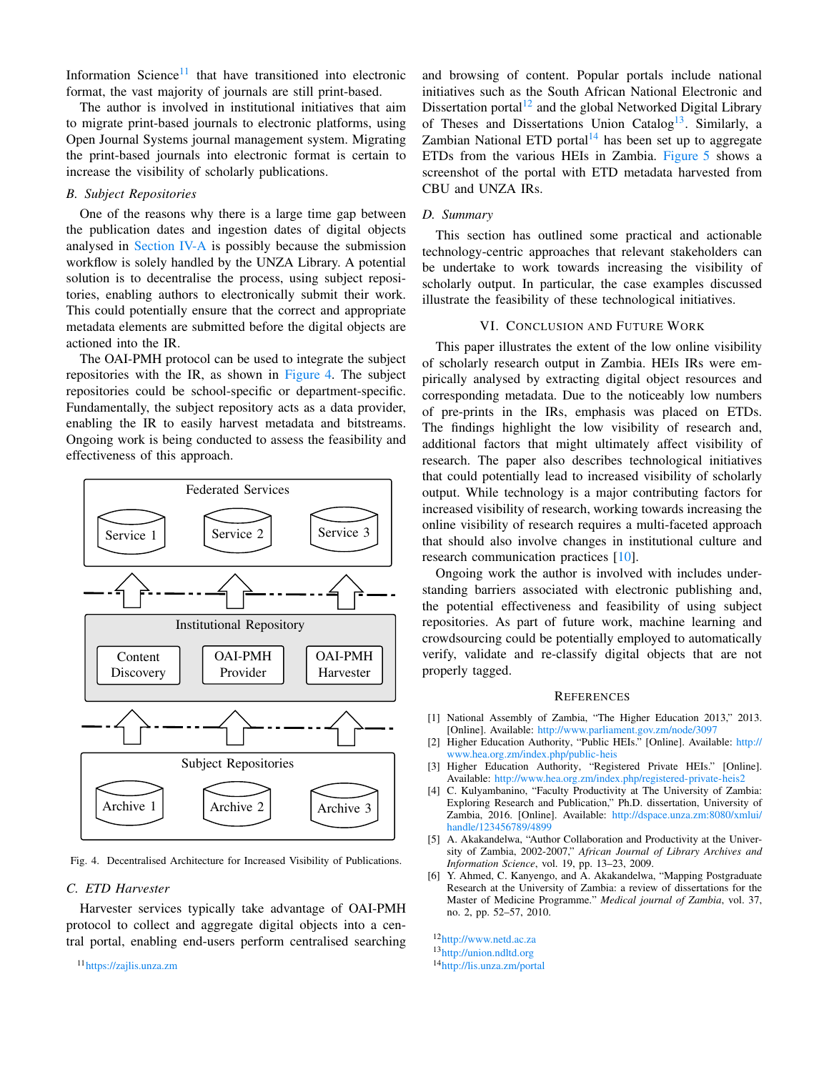Information Science[11] that have transitioned into electronic format, the vast majority of journals are still print-based.

The author is involved in institutional initiatives that aim to migrate print-based journals to electronic platforms, using Open Journal Systems journal management system. Migrating the print-based journals into electronic format is certain to increase the visibility of scholarly publications.

### B. Subject Repositories

One of the reasons why there is a large time gap between the publication dates and ingestion dates of digital objects analysed in Section IV-A is possibly because the submission workflow is solely handled by the UNZA Library. A potential solution is to decentralise the process, using subject repositories, enabling authors to electronically submit their work. This could potentially ensure that the correct and appropriate metadata elements are submitted before the digital objects are actioned into the IR.

The OAI-PMH protocol can be used to integrate the subject repositories with the IR, as shown in Figure 4. The subject repositories could be school-specific or department-specific. Fundamentally, the subject repository acts as a data provider, enabling the IR to easily harvest metadata and bitstreams. Ongoing work is being conducted to assess the feasibility and effectiveness of this approach.

Federated Services: Service 1, Service 2, Service 3

Institutional Repository: Content Discovery, OAI-PMH Provider, OAI-PMH Harvester

Subject Repositories: Archive 1, Archive 2, Archive 3

Fig. 4. Decentralised Architecture for Increased Visibility of Publications.

### C. ETD Harvester

Harvester services typically take advantage of OAI-PMH protocol to collect and aggregate digital objects into a central portal, enabling end-users perform centralised searching and browsing of content. Popular portals include national initiatives such as the South African National Electronic and Dissertation portal[12] and the global Networked Digital Library of Theses and Dissertations Union Catalog[13]. Similarly, a Zambian National ETD portal[14] has been set up to aggregate ETDs from the various HEIs in Zambia. Figure 5 shows a screenshot of the portal with ETD metadata harvested from CBU and UNZA IRs.

### D. Summary

This section has outlined some practical and actionable technology-centric approaches that relevant stakeholders can be undertake to work towards increasing the visibility of scholarly output. In particular, the case examples discussed illustrate the feasibility of these technological initiatives.

## VI. Conclusion and Future Work

This paper illustrates the extent of the low online visibility of scholarly research output in Zambia. HEIs IRs were empirically analysed by extracting digital object resources and corresponding metadata. Due to the noticeably low numbers of pre-prints in the IRs, emphasis was placed on ETDs. The findings highlight the low visibility of research and, additional factors that might ultimately affect visibility of research. The paper also describes technological initiatives that could potentially lead to increased visibility of scholarly output. While technology is a major contributing factors for increased visibility of research, working towards increasing the online visibility of research requires a multi-faceted approach that should also involve changes in institutional culture and research communication practices [10].

Ongoing work the author is involved with includes understanding barriers associated with electronic publishing and, the potential effectiveness and feasibility of using subject repositories. As part of future work, machine learning and crowdsourcing could be potentially employed to automatically verify, validate and re-classify digital objects that are not properly tagged.

## References

[1] National Assembly of Zambia, "The Higher Education 2013," 2013. [Online]. Available: http://www.parliament.gov.zm/node/3097

[2] Higher Education Authority, "Public HEIs." [Online]. Available: http://www.hea.org.zm/index.php/public-heis

[3] Higher Education Authority, "Registered Private HEIs." [Online]. Available: http://www.hea.org.zm/index.php/registered-private-heis2

[4] C. Kulyambanino, "Faculty Productivity at The University of Zambia: Exploring Research and Publication," Ph.D. dissertation, University of Zambia, 2016. [Online]. Available: http://dspace.unza.zm:8080/xmlui/handle/123456789/4899

[5] A. Akakandelwa, "Author Collaboration and Productivity at the University of Zambia, 2002-2007," *African Journal of Library Archives and Information Science*, vol. 19, pp. 13–23, 2009.

[6] Y. Ahmed, C. Kanyengo, and A. Akakandelwa, "Mapping Postgraduate Research at the University of Zambia: a review of dissertations for the Master of Medicine Programme." *Medical journal of Zambia*, vol. 37, no. 2, pp. 52–57, 2010.

[11] https://zajlis.unza.zm

[12] http://www.netd.ac.za

[13] http://union.ndltd.org

[14] http://lis.unza.zm/portal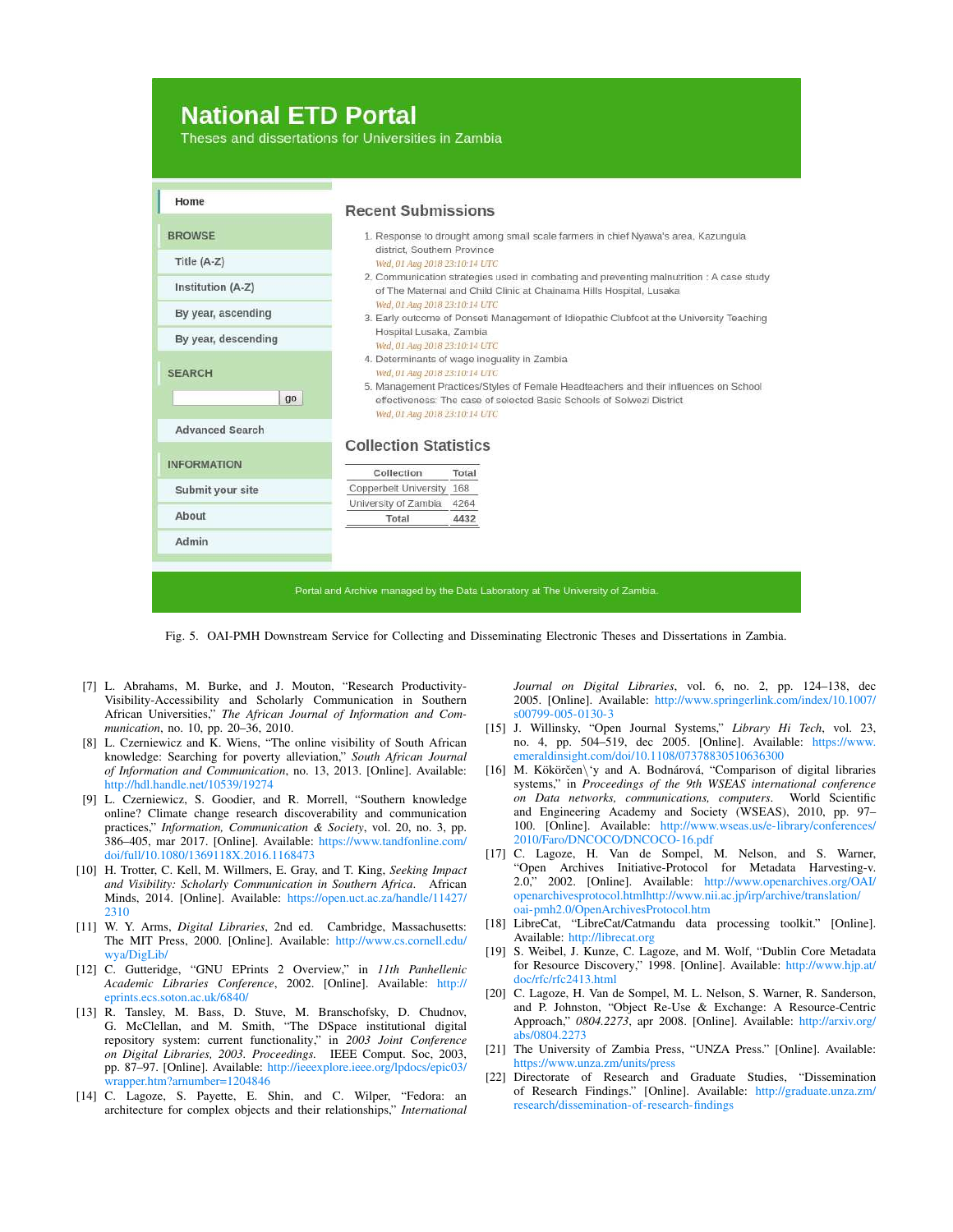Fig. 5. OAI-PMH Downstream Service for Collecting and Disseminating Electronic Theses and Dissertations in Zambia.

[7] L. Abrahams, M. Burke, and J. Mouton, "Research Productivity-Visibility-Accessibility and Scholarly Communication in Southern African Universities," *The African Journal of Information and Communication*, no. 10, pp. 20–36, 2010.

[8] L. Czerniewicz and K. Wiens, "The online visibility of South African knowledge: Searching for poverty alleviation," *South African Journal of Information and Communication*, no. 13, 2013. [Online]. Available: http://hdl.handle.net/10539/19274

[9] L. Czerniewicz, S. Goodier, and R. Morrell, "Southern knowledge online? Climate change research discoverability and communication practices," *Information, Communication & Society*, vol. 20, no. 3, pp. 386–405, mar 2017. [Online]. Available: https://www.tandfonline.com/doi/full/10.1080/1369118X.2016.1168473

[10] H. Trotter, C. Kell, M. Willmers, E. Gray, and T. King, *Seeking Impact and Visibility: Scholarly Communication in Southern Africa*. African Minds, 2014. [Online]. Available: https://open.uct.ac.za/handle/11427/2310

[11] W. Y. Arms, *Digital Libraries*, 2nd ed. Cambridge, Massachusetts: The MIT Press, 2000. [Online]. Available: http://www.cs.cornell.edu/wya/DigLib/

[12] C. Gutteridge, "GNU EPrints 2 Overview," in *11th Panhellenic Academic Libraries Conference*, 2002. [Online]. Available: http://eprints.ecs.soton.ac.uk/6840/

[13] R. Tansley, M. Bass, D. Stuve, M. Branschofsky, D. Chudnov, G. McClellan, and M. Smith, "The DSpace institutional digital repository system: current functionality," in *2003 Joint Conference on Digital Libraries, 2003. Proceedings.* IEEE Comput. Soc, 2003, pp. 87–97. [Online]. Available: http://ieeexplore.ieee.org/lpdocs/epic03/wrapper.htm?arnumber=1204846

[14] C. Lagoze, S. Payette, E. Shin, and C. Wilper, "Fedora: an architecture for complex objects and their relationships," *International Journal on Digital Libraries*, vol. 6, no. 2, pp. 124–138, dec 2005. [Online]. Available: http://www.springerlink.com/index/10.1007/s00799-005-0130-3

[15] J. Willinsky, "Open Journal Systems," *Library Hi Tech*, vol. 23, no. 4, pp. 504–519, dec 2005. [Online]. Available: https://www.emeraldinsight.com/doi/10.1108/07378830510636300

[16] M. Kökörčen\'y and A. Bodnárová, "Comparison of digital libraries systems," in *Proceedings of the 9th WSEAS international conference on Data networks, communications, computers*. World Scientific and Engineering Academy and Society (WSEAS), 2010, pp. 97–100. [Online]. Available: http://www.wseas.us/e-library/conferences/2010/Faro/DNCOCO/DNCOCO-16.pdf

[17] C. Lagoze, H. Van de Sompel, M. Nelson, and S. Warner, "Open Archives Initiative-Protocol for Metadata Harvesting-v. 2.0," 2002. [Online]. Available: http://www.openarchives.org/OAI/openarchivesprotocol.htmlhttp://www.nii.ac.jp/irp/archive/translation/oai-pmh2.0/OpenArchivesProtocol.htm

[18] LibreCat, "LibreCat/Catmandu data processing toolkit." [Online]. Available: http://librecat.org

[19] S. Weibel, J. Kunze, C. Lagoze, and M. Wolf, "Dublin Core Metadata for Resource Discovery," 1998. [Online]. Available: http://www.hjp.at/doc/rfc/rfc2413.html

[20] C. Lagoze, H. Van de Sompel, M. L. Nelson, S. Warner, R. Sanderson, and P. Johnston, "Object Re-Use & Exchange: A Resource-Centric Approach," *0804.2273*, apr 2008. [Online]. Available: http://arxiv.org/abs/0804.2273

[21] The University of Zambia Press, "UNZA Press." [Online]. Available: https://www.unza.zm/units/press

[22] Directorate of Research and Graduate Studies, "Dissemination of Research Findings." [Online]. Available: http://graduate.unza.zm/research/dissemination-of-research-findings